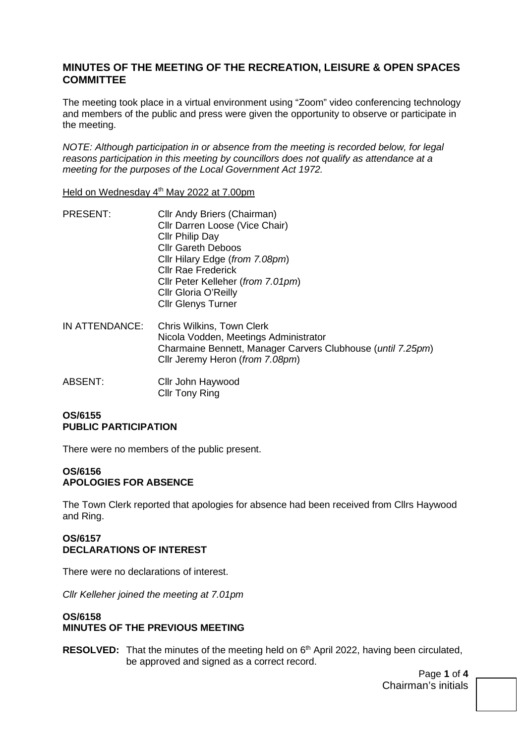## MINUTES OF THE MEETING OF THE RECREATION, LEISURE & OPEN SPACES COMMITTEE

The meeting took place in a virtual environment using "Zoom" video conferencing technology and members of the public and press were given the opportunity to observe or participate in the meeting.

*NOTE: Although participation in or absence from the meeting is recorded below, for legal reasons participation in this meeting by councillors does not qualify as attendance at a meeting for the purposes of the Local Government Act 1972.*

Held on Wednesday 4th May 2022 at 7.00pm

PRESENT:
- Cllr Andy Briers (Chairman)
- Cllr Darren Loose (Vice Chair)
- Cllr Philip Day
- Cllr Gareth Deboos
- Cllr Hilary Edge (*from 7.08pm*)
- Cllr Rae Frederick
- Cllr Peter Kelleher (*from 7.01pm*)
- Cllr Gloria O'Reilly
- Cllr Glenys Turner

IN ATTENDANCE:
- Chris Wilkins, Town Clerk
- Nicola Vodden, Meetings Administrator
- Charmaine Bennett, Manager Carvers Clubhouse (*until 7.25pm*)
- Cllr Jeremy Heron (*from 7.08pm*)

ABSENT:
- Cllr John Haywood
- Cllr Tony Ring

**OS/6155**
**PUBLIC PARTICIPATION**

There were no members of the public present.

**OS/6156**
**APOLOGIES FOR ABSENCE**

The Town Clerk reported that apologies for absence had been received from Cllrs Haywood and Ring.

**OS/6157**
**DECLARATIONS OF INTEREST**

There were no declarations of interest.

*Cllr Kelleher joined the meeting at 7.01pm*

**OS/6158**
**MINUTES OF THE PREVIOUS MEETING**

**RESOLVED:** That the minutes of the meeting held on 6th April 2022, having been circulated, be approved and signed as a correct record.

Chairman's initials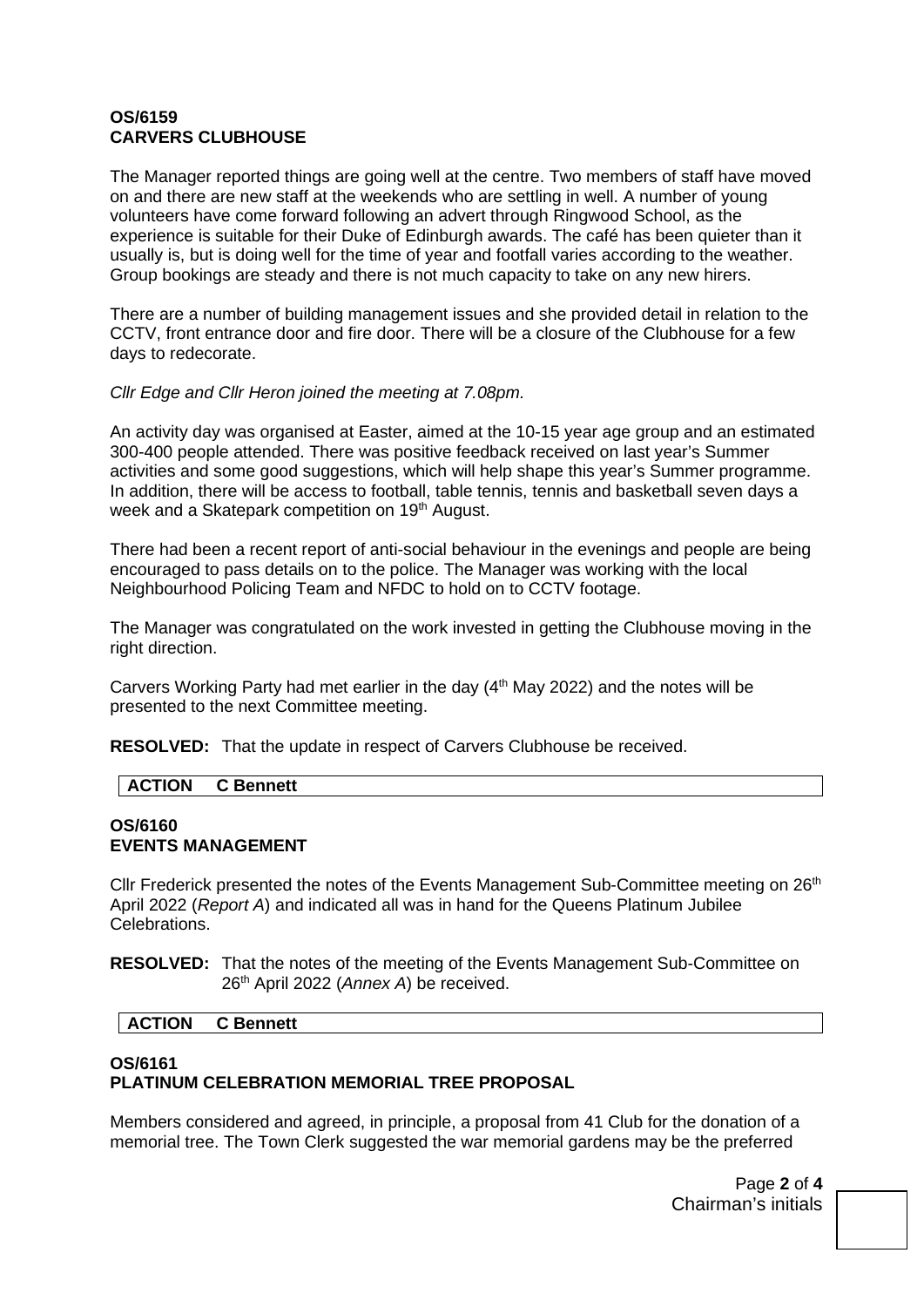**OS/6159**
**CARVERS CLUBHOUSE**

The Manager reported things are going well at the centre. Two members of staff have moved on and there are new staff at the weekends who are settling in well. A number of young volunteers have come forward following an advert through Ringwood School, as the experience is suitable for their Duke of Edinburgh awards. The café has been quieter than it usually is, but is doing well for the time of year and footfall varies according to the weather. Group bookings are steady and there is not much capacity to take on any new hirers.

There are a number of building management issues and she provided detail in relation to the CCTV, front entrance door and fire door. There will be a closure of the Clubhouse for a few days to redecorate.

*Cllr Edge and Cllr Heron joined the meeting at 7.08pm.*

An activity day was organised at Easter, aimed at the 10-15 year age group and an estimated 300-400 people attended. There was positive feedback received on last year's Summer activities and some good suggestions, which will help shape this year's Summer programme. In addition, there will be access to football, table tennis, tennis and basketball seven days a week and a Skatepark competition on 19th August.

There had been a recent report of anti-social behaviour in the evenings and people are being encouraged to pass details on to the police. The Manager was working with the local Neighbourhood Policing Team and NFDC to hold on to CCTV footage.

The Manager was congratulated on the work invested in getting the Clubhouse moving in the right direction.

Carvers Working Party had met earlier in the day (4th May 2022) and the notes will be presented to the next Committee meeting.

**RESOLVED:** That the update in respect of Carvers Clubhouse be received.

| **ACTION** | **C Bennett** |
|---|---|

**OS/6160**
**EVENTS MANAGEMENT**

Cllr Frederick presented the notes of the Events Management Sub-Committee meeting on 26th April 2022 (*Report A*) and indicated all was in hand for the Queens Platinum Jubilee Celebrations.

**RESOLVED:** That the notes of the meeting of the Events Management Sub-Committee on 26th April 2022 (*Annex A*) be received.

| **ACTION** | **C Bennett** |
|---|---|

**OS/6161**
**PLATINUM CELEBRATION MEMORIAL TREE PROPOSAL**

Members considered and agreed, in principle, a proposal from 41 Club for the donation of a memorial tree. The Town Clerk suggested the war memorial gardens may be the preferred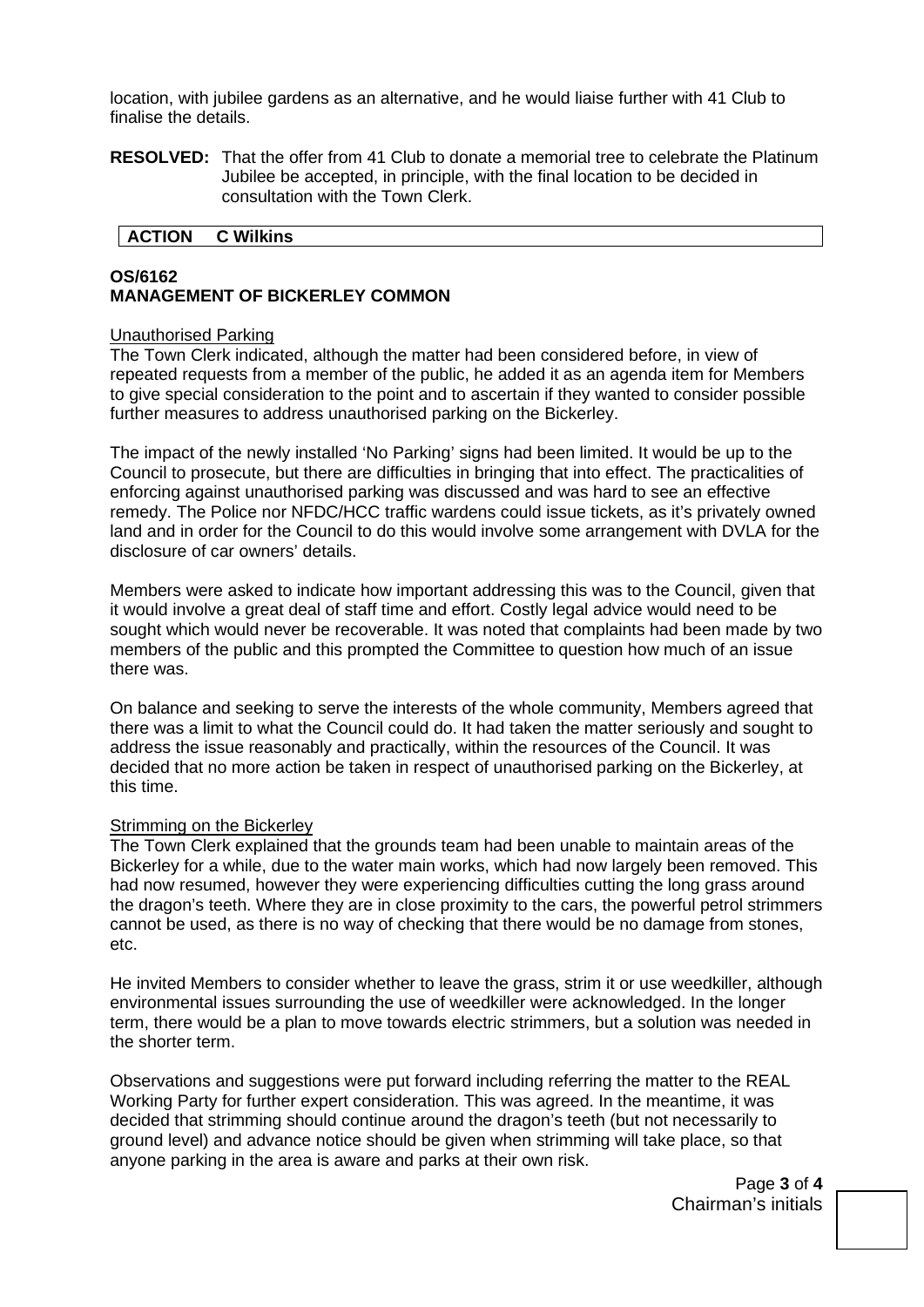location, with jubilee gardens as an alternative, and he would liaise further with 41 Club to finalise the details.

**RESOLVED:** That the offer from 41 Club to donate a memorial tree to celebrate the Platinum Jubilee be accepted, in principle, with the final location to be decided in consultation with the Town Clerk.

| ACTION | C Wilkins |
|---|---|

**OS/6162**
**MANAGEMENT OF BICKERLEY COMMON**

Unauthorised Parking

The Town Clerk indicated, although the matter had been considered before, in view of repeated requests from a member of the public, he added it as an agenda item for Members to give special consideration to the point and to ascertain if they wanted to consider possible further measures to address unauthorised parking on the Bickerley.

The impact of the newly installed 'No Parking' signs had been limited. It would be up to the Council to prosecute, but there are difficulties in bringing that into effect. The practicalities of enforcing against unauthorised parking was discussed and was hard to see an effective remedy. The Police nor NFDC/HCC traffic wardens could issue tickets, as it's privately owned land and in order for the Council to do this would involve some arrangement with DVLA for the disclosure of car owners' details.

Members were asked to indicate how important addressing this was to the Council, given that it would involve a great deal of staff time and effort. Costly legal advice would need to be sought which would never be recoverable. It was noted that complaints had been made by two members of the public and this prompted the Committee to question how much of an issue there was.

On balance and seeking to serve the interests of the whole community, Members agreed that there was a limit to what the Council could do. It had taken the matter seriously and sought to address the issue reasonably and practically, within the resources of the Council. It was decided that no more action be taken in respect of unauthorised parking on the Bickerley, at this time.

Strimming on the Bickerley

The Town Clerk explained that the grounds team had been unable to maintain areas of the Bickerley for a while, due to the water main works, which had now largely been removed. This had now resumed, however they were experiencing difficulties cutting the long grass around the dragon's teeth. Where they are in close proximity to the cars, the powerful petrol strimmers cannot be used, as there is no way of checking that there would be no damage from stones, etc.

He invited Members to consider whether to leave the grass, strim it or use weedkiller, although environmental issues surrounding the use of weedkiller were acknowledged. In the longer term, there would be a plan to move towards electric strimmers, but a solution was needed in the shorter term.

Observations and suggestions were put forward including referring the matter to the REAL Working Party for further expert consideration. This was agreed. In the meantime, it was decided that strimming should continue around the dragon's teeth (but not necessarily to ground level) and advance notice should be given when strimming will take place, so that anyone parking in the area is aware and parks at their own risk.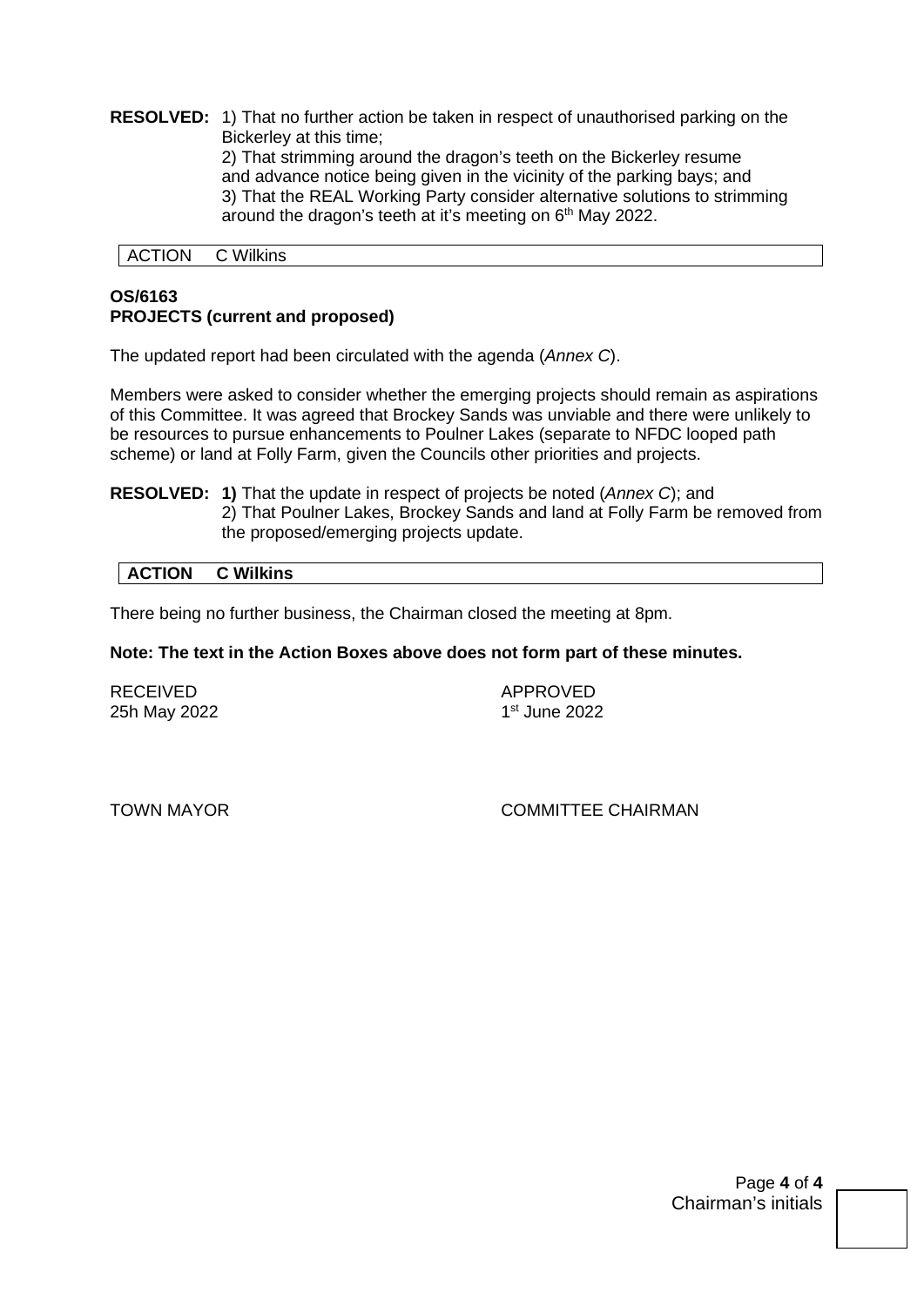**RESOLVED:** 1) That no further action be taken in respect of unauthorised parking on the Bickerley at this time;
2) That strimming around the dragon's teeth on the Bickerley resume and advance notice being given in the vicinity of the parking bays; and
3) That the REAL Working Party consider alternative solutions to strimming around the dragon's teeth at it's meeting on 6th May 2022.

| ACTION | C Wilkins |
|---|---|

**OS/6163**
**PROJECTS (current and proposed)**

The updated report had been circulated with the agenda (*Annex C*).

Members were asked to consider whether the emerging projects should remain as aspirations of this Committee. It was agreed that Brockey Sands was unviable and there were unlikely to be resources to pursue enhancements to Poulner Lakes (separate to NFDC looped path scheme) or land at Folly Farm, given the Councils other priorities and projects.

**RESOLVED:** **1)** That the update in respect of projects be noted (*Annex C*); and
2) That Poulner Lakes, Brockey Sands and land at Folly Farm be removed from the proposed/emerging projects update.

| **ACTION** | **C Wilkins** |
|---|---|

There being no further business, the Chairman closed the meeting at 8pm.

**Note: The text in the Action Boxes above does not form part of these minutes.**

RECEIVED
25h May 2022

APPROVED
1st June 2022

TOWN MAYOR

COMMITTEE CHAIRMAN

Chairman's initials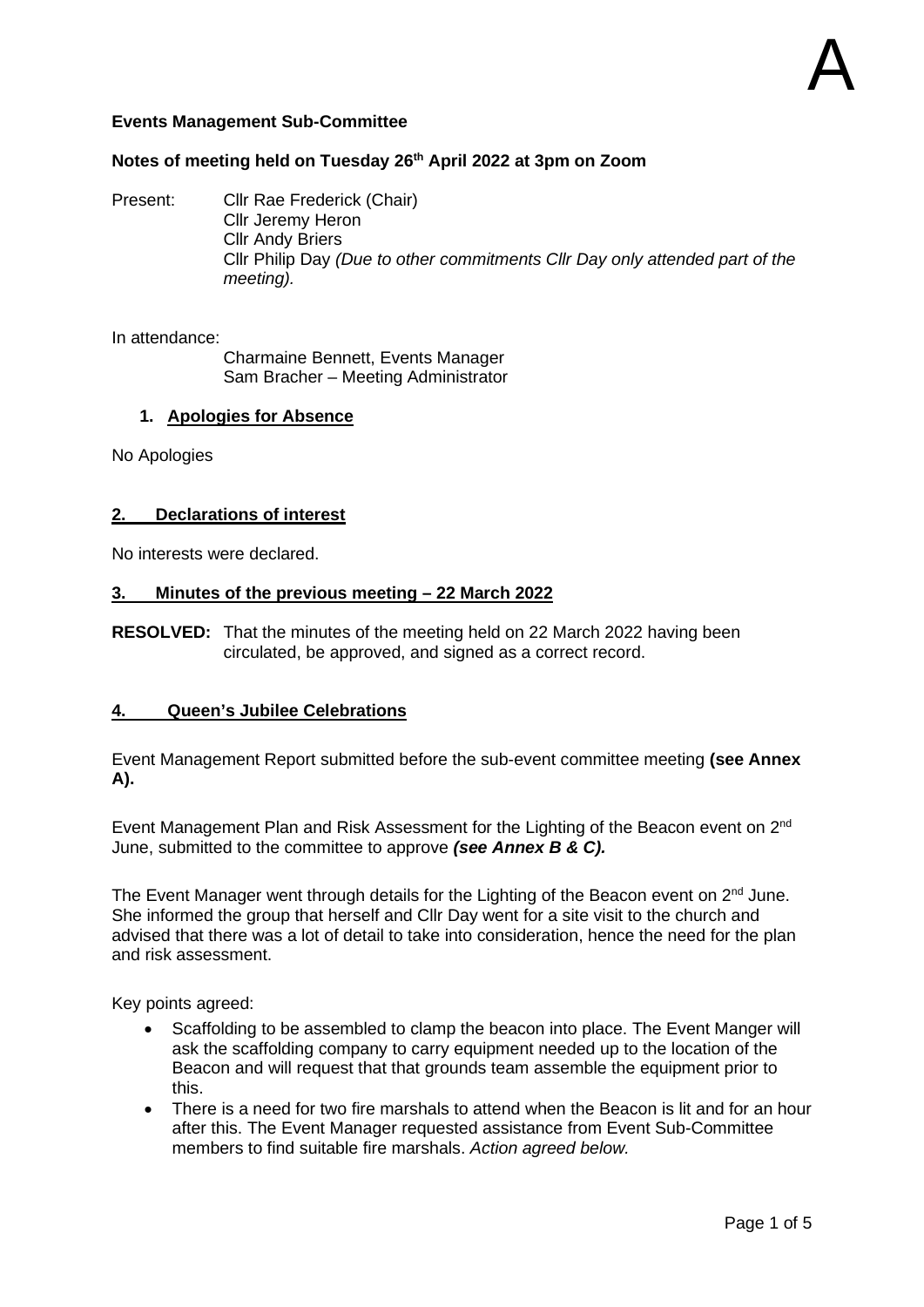A

**Events Management Sub-Committee**

**Notes of meeting held on Tuesday 26th April 2022 at 3pm on Zoom**

Present: Cllr Rae Frederick (Chair)
Cllr Jeremy Heron
Cllr Andy Briers
Cllr Philip Day *(Due to other commitments Cllr Day only attended part of the meeting).*

In attendance:
Charmaine Bennett, Events Manager
Sam Bracher – Meeting Administrator

1. **Apologies for Absence**

No Apologies

**2. Declarations of interest**

No interests were declared.

**3. Minutes of the previous meeting – 22 March 2022**

**RESOLVED:** That the minutes of the meeting held on 22 March 2022 having been circulated, be approved, and signed as a correct record.

**4. Queen's Jubilee Celebrations**

Event Management Report submitted before the sub-event committee meeting **(see Annex A).**

Event Management Plan and Risk Assessment for the Lighting of the Beacon event on 2nd June, submitted to the committee to approve ***(see Annex B & C).***

The Event Manager went through details for the Lighting of the Beacon event on 2nd June. She informed the group that herself and Cllr Day went for a site visit to the church and advised that there was a lot of detail to take into consideration, hence the need for the plan and risk assessment.

Key points agreed:

- Scaffolding to be assembled to clamp the beacon into place. The Event Manger will ask the scaffolding company to carry equipment needed up to the location of the Beacon and will request that that grounds team assemble the equipment prior to this.
- There is a need for two fire marshals to attend when the Beacon is lit and for an hour after this. The Event Manager requested assistance from Event Sub-Committee members to find suitable fire marshals. *Action agreed below.*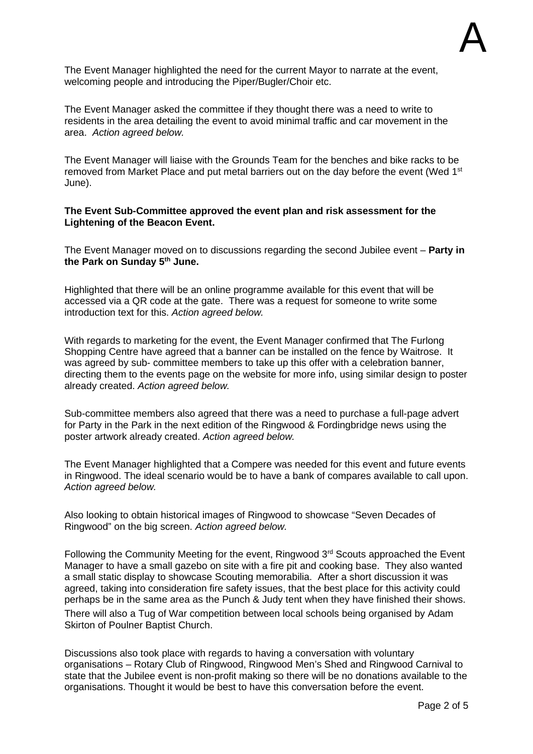The Event Manager highlighted the need for the current Mayor to narrate at the event, welcoming people and introducing the Piper/Bugler/Choir etc.

The Event Manager asked the committee if they thought there was a need to write to residents in the area detailing the event to avoid minimal traffic and car movement in the area. *Action agreed below.*

The Event Manager will liaise with the Grounds Team for the benches and bike racks to be removed from Market Place and put metal barriers out on the day before the event (Wed 1st June).

**The Event Sub-Committee approved the event plan and risk assessment for the Lightening of the Beacon Event.**

The Event Manager moved on to discussions regarding the second Jubilee event – **Party in the Park on Sunday 5th June.**

Highlighted that there will be an online programme available for this event that will be accessed via a QR code at the gate. There was a request for someone to write some introduction text for this. *Action agreed below.*

With regards to marketing for the event, the Event Manager confirmed that The Furlong Shopping Centre have agreed that a banner can be installed on the fence by Waitrose. It was agreed by sub- committee members to take up this offer with a celebration banner, directing them to the events page on the website for more info, using similar design to poster already created. *Action agreed below.*

Sub-committee members also agreed that there was a need to purchase a full-page advert for Party in the Park in the next edition of the Ringwood & Fordingbridge news using the poster artwork already created. *Action agreed below.*

The Event Manager highlighted that a Compere was needed for this event and future events in Ringwood. The ideal scenario would be to have a bank of compares available to call upon. *Action agreed below.*

Also looking to obtain historical images of Ringwood to showcase "Seven Decades of Ringwood" on the big screen. *Action agreed below.*

Following the Community Meeting for the event, Ringwood 3rd Scouts approached the Event Manager to have a small gazebo on site with a fire pit and cooking base. They also wanted a small static display to showcase Scouting memorabilia. After a short discussion it was agreed, taking into consideration fire safety issues, that the best place for this activity could perhaps be in the same area as the Punch & Judy tent when they have finished their shows. There will also a Tug of War competition between local schools being organised by Adam Skirton of Poulner Baptist Church.

Discussions also took place with regards to having a conversation with voluntary organisations – Rotary Club of Ringwood, Ringwood Men's Shed and Ringwood Carnival to state that the Jubilee event is non-profit making so there will be no donations available to the organisations. Thought it would be best to have this conversation before the event.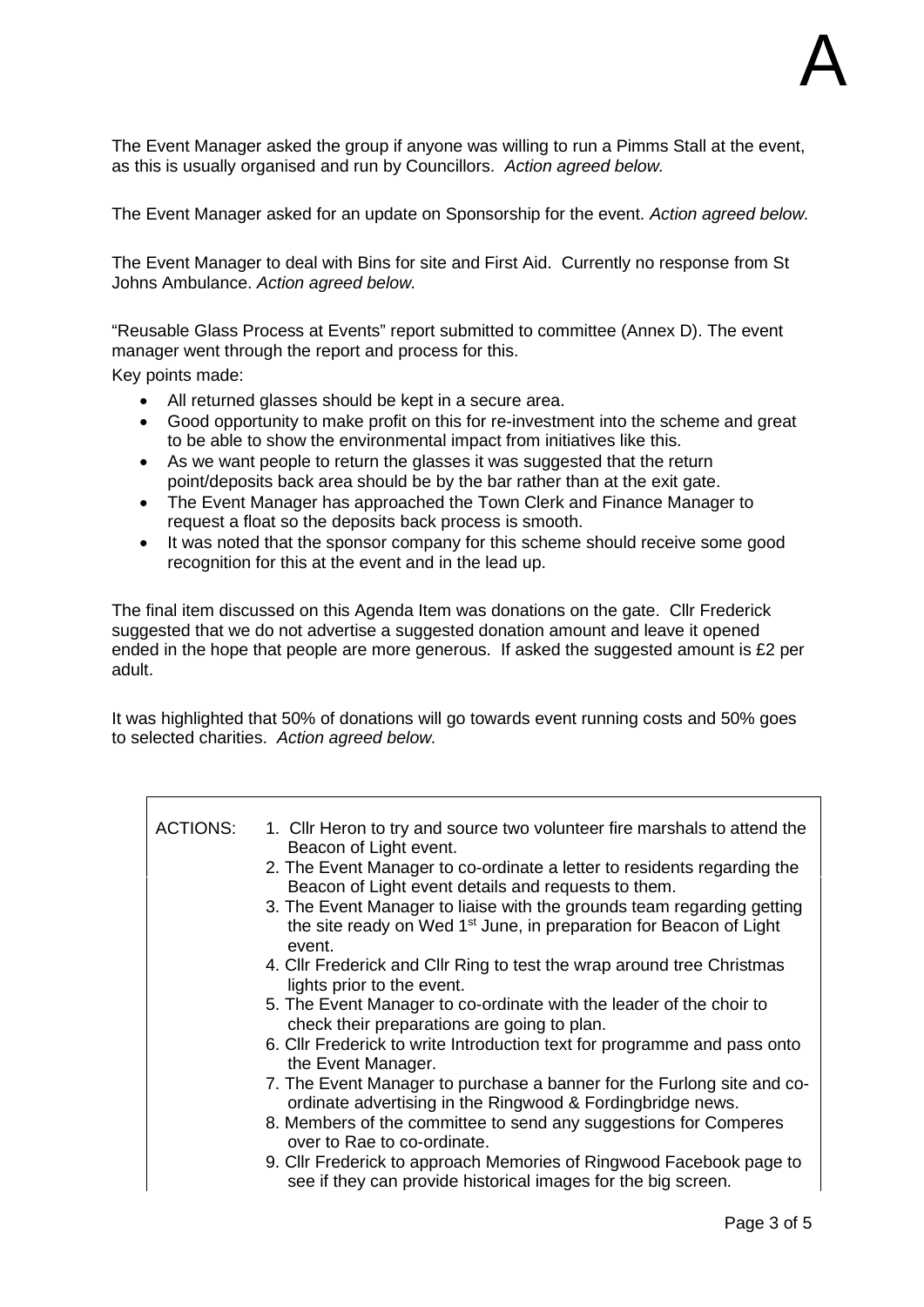A

The Event Manager asked the group if anyone was willing to run a Pimms Stall at the event, as this is usually organised and run by Councillors. *Action agreed below.*

The Event Manager asked for an update on Sponsorship for the event. *Action agreed below.*

The Event Manager to deal with Bins for site and First Aid. Currently no response from St Johns Ambulance. *Action agreed below.*

"Reusable Glass Process at Events" report submitted to committee (Annex D). The event manager went through the report and process for this.

Key points made:

- All returned glasses should be kept in a secure area.
- Good opportunity to make profit on this for re-investment into the scheme and great to be able to show the environmental impact from initiatives like this.
- As we want people to return the glasses it was suggested that the return point/deposits back area should be by the bar rather than at the exit gate.
- The Event Manager has approached the Town Clerk and Finance Manager to request a float so the deposits back process is smooth.
- It was noted that the sponsor company for this scheme should receive some good recognition for this at the event and in the lead up.

The final item discussed on this Agenda Item was donations on the gate. Cllr Frederick suggested that we do not advertise a suggested donation amount and leave it opened ended in the hope that people are more generous. If asked the suggested amount is £2 per adult.

It was highlighted that 50% of donations will go towards event running costs and 50% goes to selected charities. *Action agreed below.*

ACTIONS:

1. Cllr Heron to try and source two volunteer fire marshals to attend the Beacon of Light event.
2. The Event Manager to co-ordinate a letter to residents regarding the Beacon of Light event details and requests to them.
3. The Event Manager to liaise with the grounds team regarding getting the site ready on Wed 1st June, in preparation for Beacon of Light event.
4. Cllr Frederick and Cllr Ring to test the wrap around tree Christmas lights prior to the event.
5. The Event Manager to co-ordinate with the leader of the choir to check their preparations are going to plan.
6. Cllr Frederick to write Introduction text for programme and pass onto the Event Manager.
7. The Event Manager to purchase a banner for the Furlong site and co-ordinate advertising in the Ringwood & Fordingbridge news.
8. Members of the committee to send any suggestions for Comperes over to Rae to co-ordinate.
9. Cllr Frederick to approach Memories of Ringwood Facebook page to see if they can provide historical images for the big screen.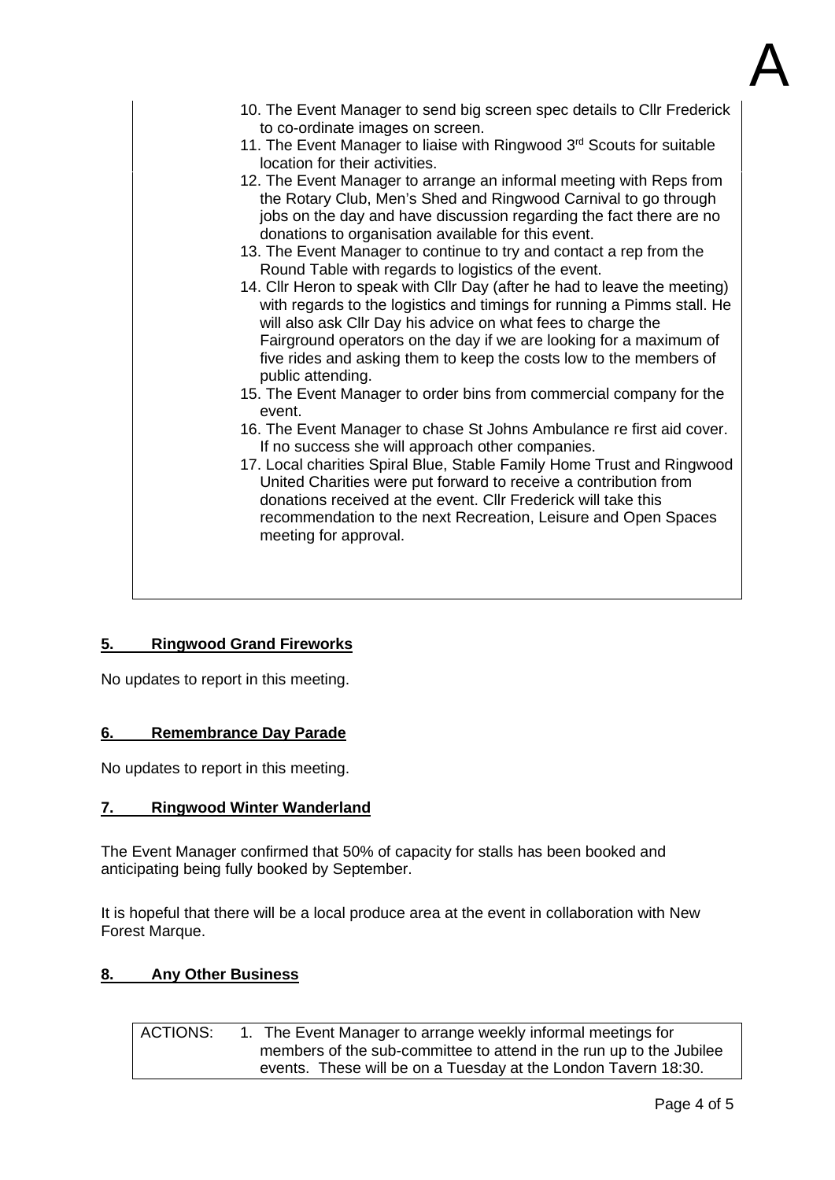A

10. The Event Manager to send big screen spec details to Cllr Frederick to co-ordinate images on screen.
11. The Event Manager to liaise with Ringwood 3rd Scouts for suitable location for their activities.
12. The Event Manager to arrange an informal meeting with Reps from the Rotary Club, Men's Shed and Ringwood Carnival to go through jobs on the day and have discussion regarding the fact there are no donations to organisation available for this event.
13. The Event Manager to continue to try and contact a rep from the Round Table with regards to logistics of the event.
14. Cllr Heron to speak with Cllr Day (after he had to leave the meeting) with regards to the logistics and timings for running a Pimms stall. He will also ask Cllr Day his advice on what fees to charge the Fairground operators on the day if we are looking for a maximum of five rides and asking them to keep the costs low to the members of public attending.
15. The Event Manager to order bins from commercial company for the event.
16. The Event Manager to chase St Johns Ambulance re first aid cover. If no success she will approach other companies.
17. Local charities Spiral Blue, Stable Family Home Trust and Ringwood United Charities were put forward to receive a contribution from donations received at the event. Cllr Frederick will take this recommendation to the next Recreation, Leisure and Open Spaces meeting for approval.

## 5. Ringwood Grand Fireworks

No updates to report in this meeting.

## 6. Remembrance Day Parade

No updates to report in this meeting.

## 7. Ringwood Winter Wanderland

The Event Manager confirmed that 50% of capacity for stalls has been booked and anticipating being fully booked by September.

It is hopeful that there will be a local produce area at the event in collaboration with New Forest Marque.

## 8. Any Other Business

| ACTIONS: | 1. The Event Manager to arrange weekly informal meetings for members of the sub-committee to attend in the run up to the Jubilee events. These will be on a Tuesday at the London Tavern 18:30. |
|---|---|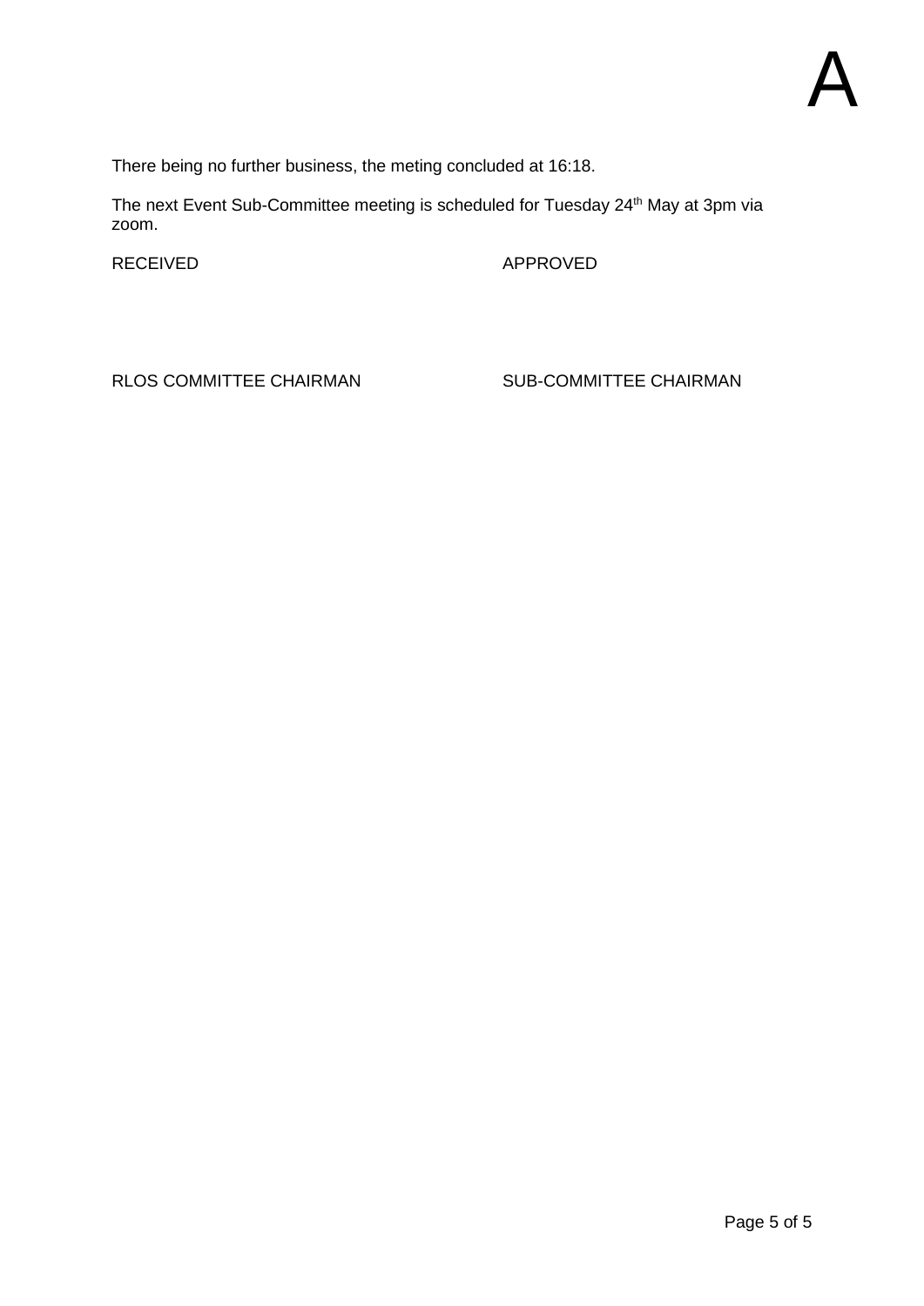A

There being no further business, the meting concluded at 16:18.

The next Event Sub-Committee meeting is scheduled for Tuesday 24th May at 3pm via zoom.

| RECEIVED | APPROVED |
| --- | --- |
| RLOS COMMITTEE CHAIRMAN | SUB-COMMITTEE CHAIRMAN |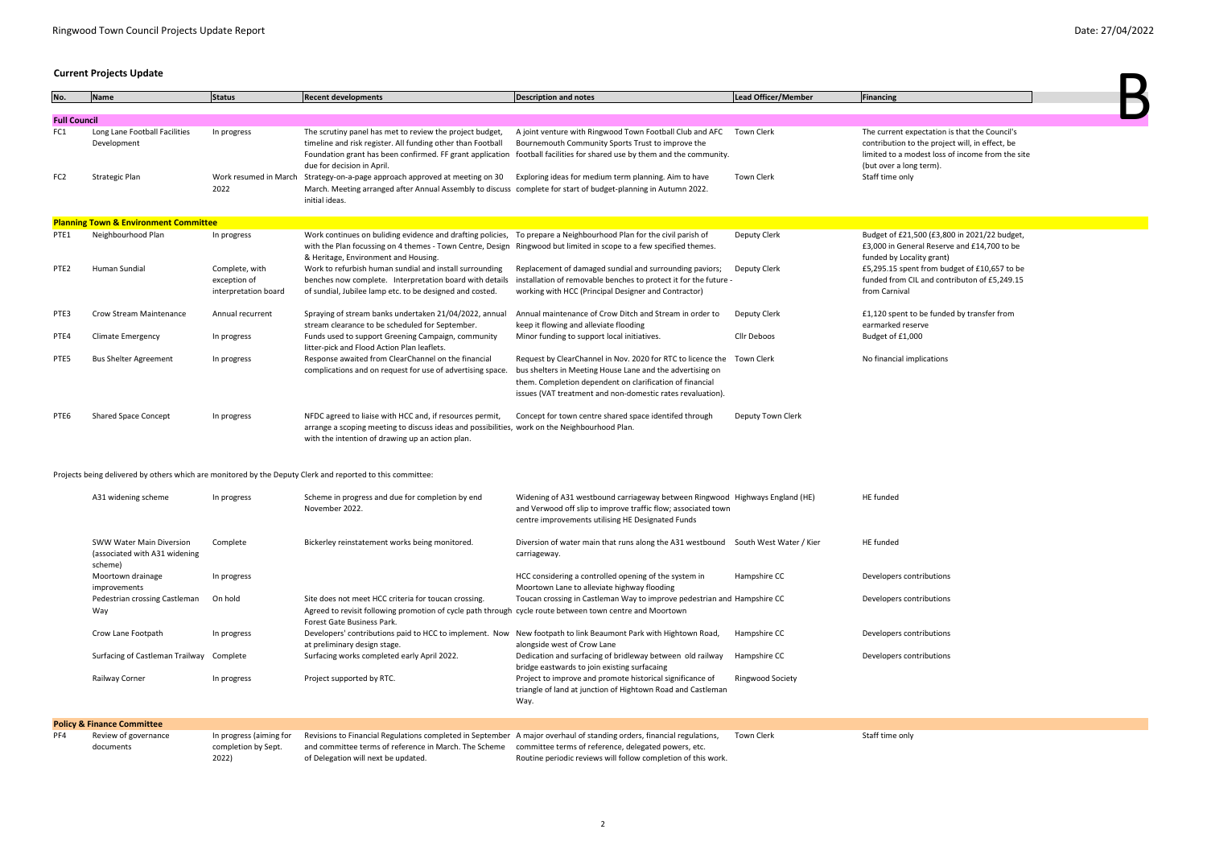Ringwood Town Council Projects Update Report

Date: 27/04/2022

B

## Current Projects Update

| No. | Name | Status | Recent developments | Description and notes | Lead Officer/Member | Financing |
|---|---|---|---|---|---|---|
| **Full Council** | | | | | | |
| FC1 | Long Lane Football Facilities Development | In progress | The scrutiny panel has met to review the project budget, timeline and risk register. All funding other than Football Foundation grant has been confirmed. FF grant application due for decision in April. | A joint venture with Ringwood Town Football Club and AFC Bournemouth Community Sports Trust to improve the football facilities for shared use by them and the community. | Town Clerk | The current expectation is that the Council's contribution to the project will, in effect, be limited to a modest loss of income from the site (but over a long term). |
| FC2 | Strategic Plan | Work resumed in March 2022 | Strategy-on-a-page approach approved at meeting on 30 March. Meeting arranged after Annual Assembly to discuss initial ideas. | Exploring ideas for medium term planning. Aim to have complete for start of budget-planning in Autumn 2022. | Town Clerk | Staff time only |
| **Planning Town & Environment Committee** | | | | | | |
| PTE1 | Neighbourhood Plan | In progress | Work continues on buliding evidence and drafting policies, with the Plan focussing on 4 themes - Town Centre, Design & Heritage, Environment and Housing. | To prepare a Neighbourhood Plan for the civil parish of Ringwood but limited in scope to a few specified themes. | Deputy Clerk | Budget of £21,500 (£3,800 in 2021/22 budget, £3,000 in General Reserve and £14,700 to be funded by Locality grant) |
| PTE2 | Human Sundial | Complete, with exception of interpretation board | Work to refurbish human sundial and install surrounding benches now complete. Interpretation board with details of sundial, Jubilee lamp etc. to be designed and costed. | Replacement of damaged sundial and surrounding paviors; installation of removable benches to protect it for the future - working with HCC (Principal Designer and Contractor) | Deputy Clerk | £5,295.15 spent from budget of £10,657 to be funded from CIL and contributon of £5,249.15 from Carnival |
| PTE3 | Crow Stream Maintenance | Annual recurrent | Spraying of stream banks undertaken 21/04/2022, annual stream clearance to be scheduled for September. | Annual maintenance of Crow Ditch and Stream in order to keep it flowing and alleviate flooding | Deputy Clerk | £1,120 spent to be funded by transfer from earmarked reserve |
| PTE4 | Climate Emergency | In progress | Funds used to support Greening Campaign, community litter-pick and Flood Action Plan leaflets. | Minor funding to support local initiatives. | Cllr Deboos | Budget of £1,000 |
| PTE5 | Bus Shelter Agreement | In progress | Response awaited from ClearChannel on the financial complications and on request for use of advertising space. | Request by ClearChannel in Nov. 2020 for RTC to licence the bus shelters in Meeting House Lane and the advertising on them. Completion dependent on clarification of financial issues (VAT treatment and non-domestic rates revaluation). | Town Clerk | No financial implications |
| PTE6 | Shared Space Concept | In progress | NFDC agreed to liaise with HCC and, if resources permit, arrange a scoping meeting to discuss ideas and possibilities, with the intention of drawing up an action plan. | Concept for town centre shared space identifed through work on the Neighbourhood Plan. | Deputy Town Clerk | |

Projects being delivered by others which are monitored by the Deputy Clerk and reported to this committee:

| No. | Name | Status | Recent developments | Description and notes | Lead Officer/Member | Financing |
|---|---|---|---|---|---|---|
| | A31 widening scheme | In progress | Scheme in progress and due for completion by end November 2022. | Widening of A31 westbound carriageway between Ringwood and Verwood off slip to improve traffic flow; associated town centre improvements utilising HE Designated Funds | Highways England (HE) | HE funded |
| | SWW Water Main Diversion (associated with A31 widening scheme) | Complete | Bickerley reinstatement works being monitored. | Diversion of water main that runs along the A31 westbound carriageway. | South West Water / Kier | HE funded |
| | Moortown drainage improvements | In progress | | HCC considering a controlled opening of the system in Moortown Lane to alleviate highway flooding | Hampshire CC | Developers contributions |
| | Pedestrian crossing Castleman Way | On hold | Site does not meet HCC criteria for toucan crossing. Agreed to revisit following promotion of cycle path through Forest Gate Business Park. | Toucan crossing in Castleman Way to improve pedestrian and cycle route between town centre and Moortown | Hampshire CC | Developers contributions |
| | Crow Lane Footpath | In progress | Developers' contributions paid to HCC to implement. Now at preliminary design stage. | New footpath to link Beaumont Park with Hightown Road, alongside west of Crow Lane | Hampshire CC | Developers contributions |
| | Surfacing of Castleman Trailway | Complete | Surfacing works completed early April 2022. | Dedication and surfacing of bridleway between old railway bridge eastwards to join existing surfacing | Hampshire CC | Developers contributions |
| | Railway Corner | In progress | Project supported by RTC. | Project to improve and promote historical significance of triangle of land at junction of Hightown Road and Castleman Way. | Ringwood Society | |
| **Policy & Finance Committee** | | | | | | |
| PF4 | Review of governance documents | In progress (aiming for completion by Sept. 2022) | Revisions to Financial Regulations completed in September and committee terms of reference in March. The Scheme of Delegation will next be updated. | A major overhaul of standing orders, financial regulations, committee terms of reference, delegated powers, etc. Routine periodic reviews will follow completion of this work. | Town Clerk | Staff time only |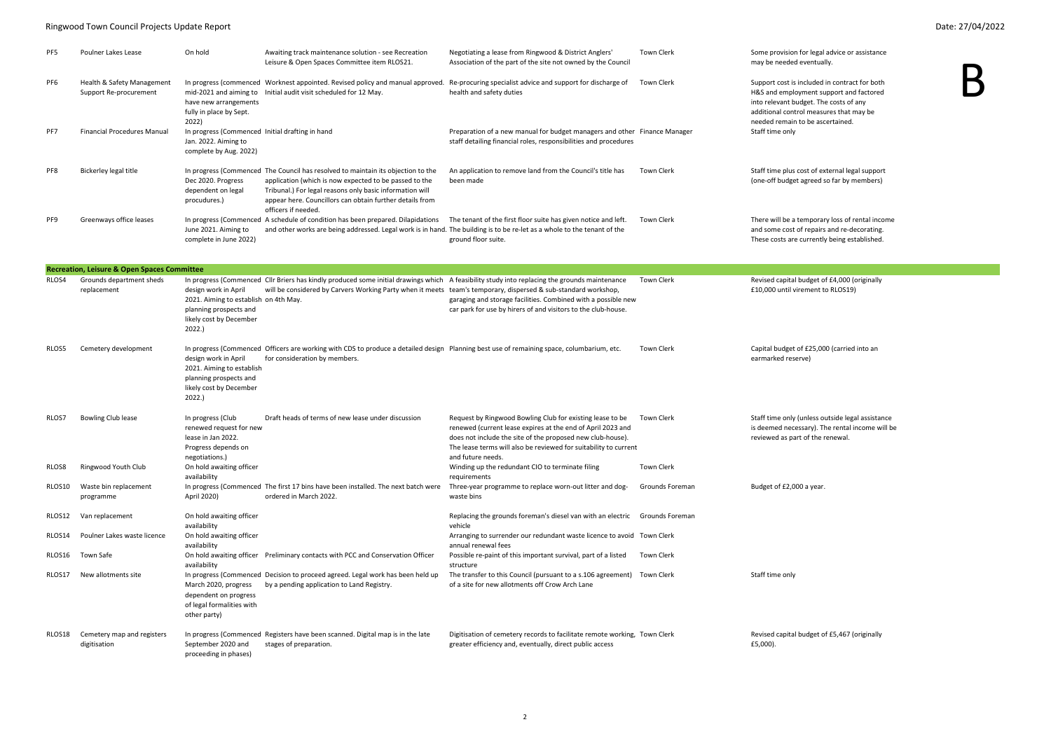# Ringwood Town Council Projects Update Report

Date: 27/04/2022

B

| Ref | Project | Status | Update | Description | Lead | Budget/Costs |
|---|---|---|---|---|---|---|
| PF5 | Poulner Lakes Lease | On hold | Awaiting track maintenance solution - see Recreation Leisure & Open Spaces Committee item RLOS21. | Negotiating a lease from Ringwood & District Anglers' Association of the part of the site not owned by the Council | Town Clerk | Some provision for legal advice or assistance may be needed eventually. |
| PF6 | Health & Safety Management Support Re-procurement | In progress (commenced mid-2021 and aiming to have new arrangements fully in place by Sept. 2022) | Worknest appointed. Revised policy and manual approved. Initial audit visit scheduled for 12 May. | Re-procuring specialist advice and support for discharge of health and safety duties | Town Clerk | Support cost is included in contract for both H&S and employment support and factored into relevant budget. The costs of any additional control measures that may be needed remain to be ascertained. |
| PF7 | Financial Procedures Manual | In progress (Commenced Jan. 2022. Aiming to complete by Aug. 2022) | Initial drafting in hand | Preparation of a new manual for budget managers and other staff detailing financial roles, responsibilities and procedures | Finance Manager | Staff time only |
| PF8 | Bickerley legal title | In progress (Commenced Dec 2020. Progress dependent on legal procudures.) | The Council has resolved to maintain its objection to the application (which is now expected to be passed to the Tribunal.) For legal reasons only basic information will appear here. Councillors can obtain further details from officers if needed. | An application to remove land from the Council's title has been made | Town Clerk | Staff time plus cost of external legal support (one-off budget agreed so far by members) |
| PF9 | Greenways office leases | In progress (Commenced June 2021. Aiming to complete in June 2022) | A schedule of condition has been prepared. Dilapidations and other works are being addressed. Legal work is in hand. | The tenant of the first floor suite has given notice and left. The building is to be re-let as a whole to the tenant of the ground floor suite. | Town Clerk | There will be a temporary loss of rental income and some cost of repairs and re-decorating. These costs are currently being established. |
| **Recreation, Leisure & Open Spaces Committee** | | | | | | |
| RLOS4 | Grounds department sheds replacement | In progress (Commenced design work in April 2021. Aiming to establish planning prospects and likely cost by December 2022.) | Cllr Briers has kindly produced some initial drawings which will be considered by Carvers Working Party when it meets on 4th May. | A feasibility study into replacing the grounds maintenance team's temporary, dispersed & sub-standard workshop, garaging and storage facilities. Combined with a possible new car park for use by hirers of and visitors to the club-house. | Town Clerk | Revised capital budget of £4,000 (originally £10,000 until virement to RLOS19) |
| RLOS5 | Cemetery development | In progress (Commenced design work in April 2021. Aiming to establish planning prospects and likely cost by December 2022.) | Officers are working with CDS to produce a detailed design for consideration by members. | Planning best use of remaining space, columbarium, etc. | Town Clerk | Capital budget of £25,000 (carried into an earmarked reserve) |
| RLOS7 | Bowling Club lease | In progress (Club renewed request for new lease in Jan 2022. Progress depends on negotiations.) | Draft heads of terms of new lease under discussion | Request by Ringwood Bowling Club for existing lease to be renewed (current lease expires at the end of April 2023 and does not include the site of the proposed new club-house). The lease terms will also be reviewed for suitability to current and future needs. | Town Clerk | Staff time only (unless outside legal assistance is deemed necessary). The rental income will be reviewed as part of the renewal. |
| RLOS8 | Ringwood Youth Club | On hold awaiting officer availability | | Winding up the redundant CIO to terminate filing requirements | Town Clerk | |
| RLOS10 | Waste bin replacement programme | In progress (Commenced April 2020) | The first 17 bins have been installed. The next batch were ordered in March 2022. | Three-year programme to replace worn-out litter and dog-waste bins | Grounds Foreman | Budget of £2,000 a year. |
| RLOS12 | Van replacement | On hold awaiting officer availability | | Replacing the grounds foreman's diesel van with an electric vehicle | Grounds Foreman | |
| RLOS14 | Poulner Lakes waste licence | On hold awaiting officer availability | | Arranging to surrender our redundant waste licence to avoid annual renewal fees | Town Clerk | |
| RLOS16 | Town Safe | On hold awaiting officer availability | Preliminary contacts with PCC and Conservation Officer | Possible re-paint of this important survival, part of a listed structure | Town Clerk | |
| RLOS17 | New allotments site | In progress (Commenced March 2020, progress dependent on progress of legal formalities with other party) | Decision to proceed agreed. Legal work has been held up by a pending application to Land Registry. | The transfer to this Council (pursuant to a s.106 agreement) of a site for new allotments off Crow Arch Lane | Town Clerk | Staff time only |
| RLOS18 | Cemetery map and registers digitisation | In progress (Commenced September 2020 and proceeding in phases) | Registers have been scanned. Digital map is in the late stages of preparation. | Digitisation of cemetery records to facilitate remote working, greater efficiency and, eventually, direct public access | Town Clerk | Revised capital budget of £5,467 (originally £5,000). |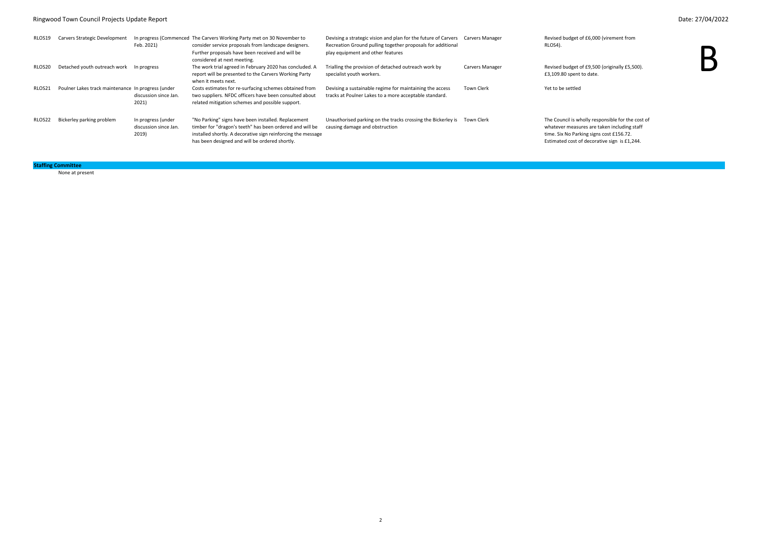| | | | | | | |
|---|---|---|---|---|---|---|
| RLOS19 | Carvers Strategic Development | In progress (Commenced Feb. 2021) | The Carvers Working Party met on 30 November to consider service proposals from landscape designers. Further proposals have been received and will be considered at next meeting. | Devising a strategic vision and plan for the future of Carvers Recreation Ground pulling together proposals for additional play equipment and other features | Carvers Manager | Revised budget of £6,000 (virement from RLOS4). |
| RLOS20 | Detached youth outreach work | In progress | The work trial agreed in February 2020 has concluded. A report will be presented to the Carvers Working Party when it meets next. | Trialling the provision of detached outreach work by specialist youth workers. | Carvers Manager | Revised budget of £9,500 (originally £5,500). £3,109.80 spent to date. |
| RLOS21 | Poulner Lakes track maintenance | In progress (under discussion since Jan. 2021) | Costs estimates for re-surfacing schemes obtained from two suppliers. NFDC officers have been consulted about related mitigation schemes and possible support. | Devising a sustainable regime for maintaining the access tracks at Poulner Lakes to a more acceptable standard. | Town Clerk | Yet to be settled |
| RLOS22 | Bickerley parking problem | In progress (under discussion since Jan. 2019) | "No Parking" signs have been installed. Replacement timber for "dragon's teeth" has been ordered and will be installed shortly. A decorative sign reinforcing the message has been designed and will be ordered shortly. | Unauthorised parking on the tracks crossing the Bickerley is causing damage and obstruction | Town Clerk | The Council is wholly responsible for the cost of whatever measures are taken including staff time. Six No Parking signs cost £156.72. Estimated cost of decorative sign is £1,244. |

**Staffing Committee**

None at present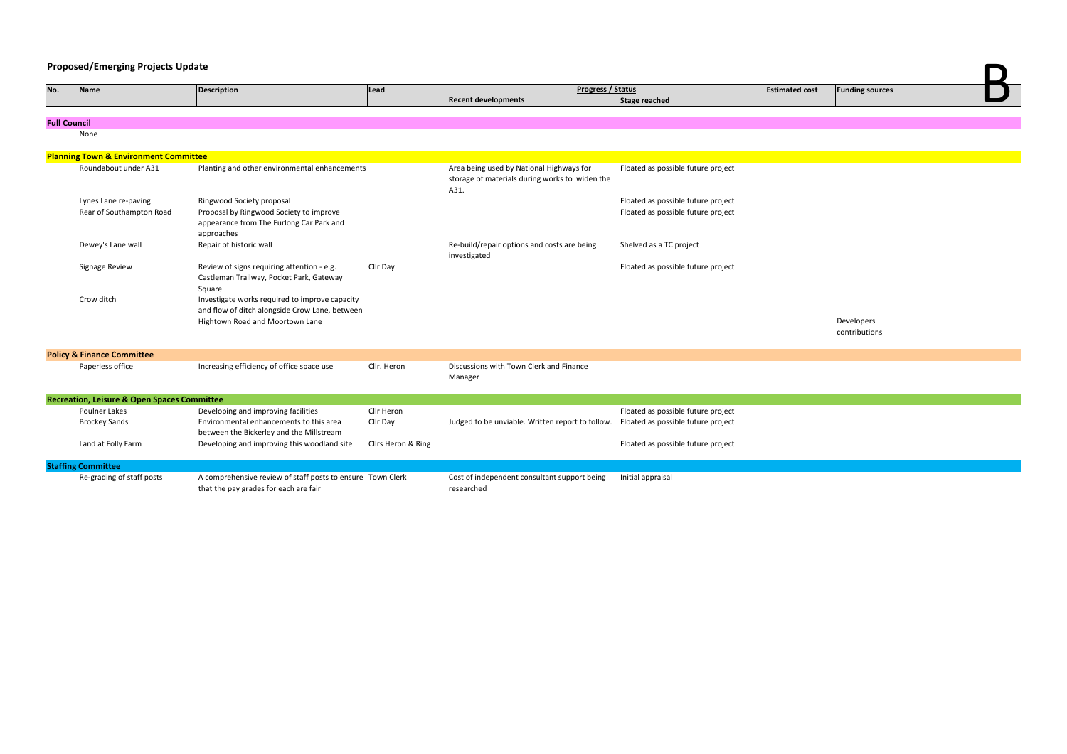## Proposed/Emerging Projects Update

B

| No. | Name | Description | Lead | Progress / Status | | Estimated cost | Funding sources | |
|---|---|---|---|---|---|---|---|---|
| | | | | Recent developments | Stage reached | | | |
| **Full Council** | | | | | | | | |
| | None | | | | | | | |
| **Planning Town & Environment Committee** | | | | | | | | |
| | Roundabout under A31 | Planting and other environmental enhancements | | Area being used by National Highways for storage of materials during works to widen the A31. | Floated as possible future project | | | |
| | Lynes Lane re-paving | Ringwood Society proposal | | | Floated as possible future project | | | |
| | Rear of Southampton Road | Proposal by Ringwood Society to improve appearance from The Furlong Car Park and approaches | | | Floated as possible future project | | | |
| | Dewey's Lane wall | Repair of historic wall | | Re-build/repair options and costs are being investigated | Shelved as a TC project | | | |
| | Signage Review | Review of signs requiring attention - e.g. Castleman Trailway, Pocket Park, Gateway Square | Cllr Day | | Floated as possible future project | | | |
| | Crow ditch | Investigate works required to improve capacity and flow of ditch alongside Crow Lane, between Hightown Road and Moortown Lane | | | | | Developers contributions | |
| **Policy & Finance Committee** | | | | | | | | |
| | Paperless office | Increasing efficiency of office space use | Cllr. Heron | Discussions with Town Clerk and Finance Manager | | | | |
| **Recreation, Leisure & Open Spaces Committee** | | | | | | | | |
| | Poulner Lakes | Developing and improving facilities | Cllr Heron | | Floated as possible future project | | | |
| | Brockey Sands | Environmental enhancements to this area between the Bickerley and the Millstream | Cllr Day | Judged to be unviable. Written report to follow. | Floated as possible future project | | | |
| | Land at Folly Farm | Developing and improving this woodland site | Cllrs Heron & Ring | | Floated as possible future project | | | |
| **Staffing Committee** | | | | | | | | |
| | Re-grading of staff posts | A comprehensive review of staff posts to ensure that the pay grades for each are fair | Town Clerk | Cost of independent consultant support being researched | Initial appraisal | | | |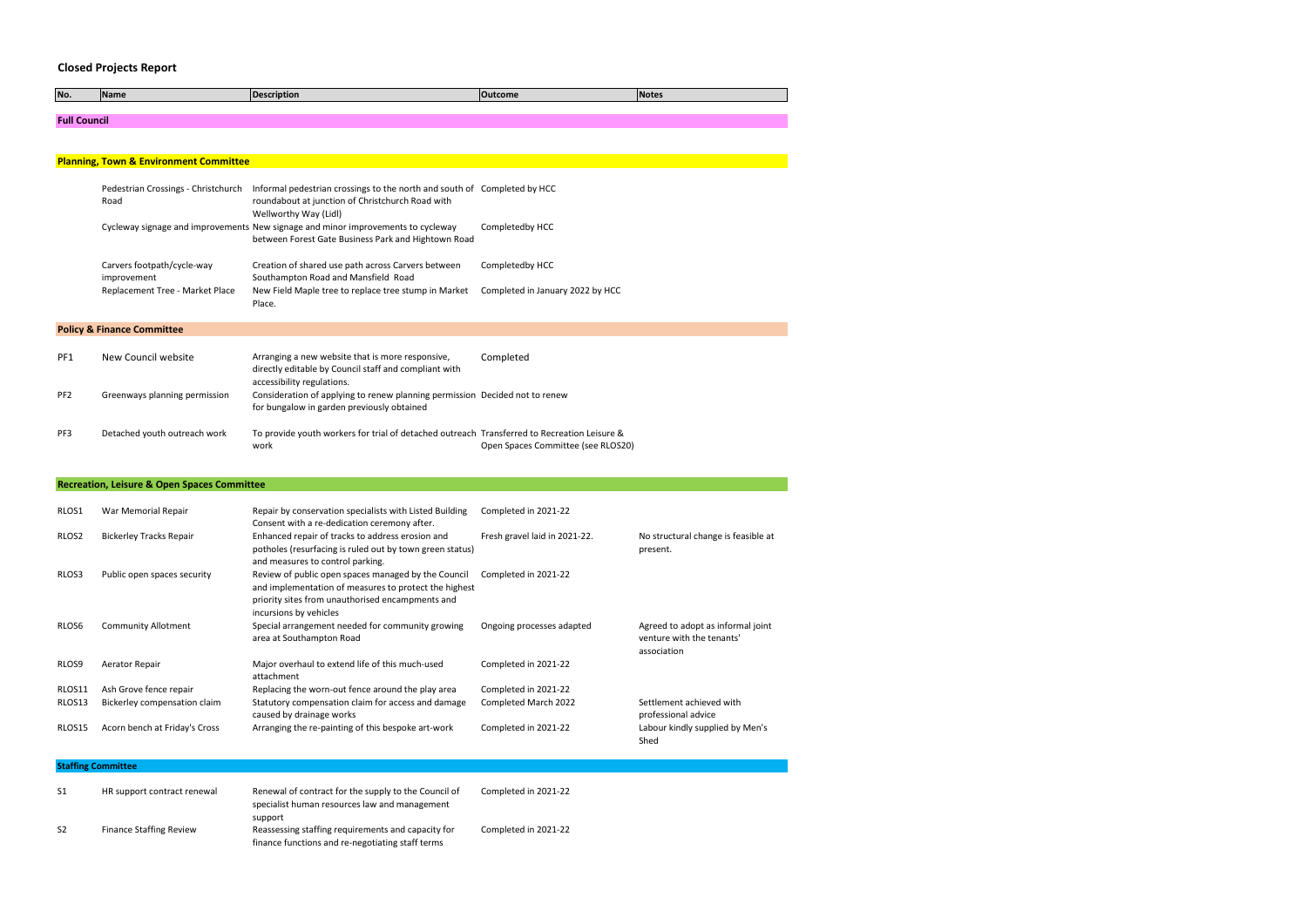# Closed Projects Report

| No. | Name | Description | Outcome | Notes |
|---|---|---|---|---|
| **Full Council** | | | | |
| **Planning, Town & Environment Committee** | | | | |
| | Pedestrian Crossings - Christchurch Road | Informal pedestrian crossings to the north and south of roundabout at junction of Christchurch Road with Wellworthy Way (Lidl) | Completed by HCC | |
| | Cycleway signage and improvements | New signage and minor improvements to cycleway between Forest Gate Business Park and Hightown Road | Completedby HCC | |
| | Carvers footpath/cycle-way improvement | Creation of shared use path across Carvers between Southampton Road and Mansfield Road | Completedby HCC | |
| | Replacement Tree - Market Place | New Field Maple tree to replace tree stump in Market Place. | Completed in January 2022 by HCC | |
| **Policy & Finance Committee** | | | | |
| PF1 | New Council website | Arranging a new website that is more responsive, directly editable by Council staff and compliant with accessibility regulations. | Completed | |
| PF2 | Greenways planning permission | Consideration of applying to renew planning permission for bungalow in garden previously obtained | Decided not to renew | |
| PF3 | Detached youth outreach work | To provide youth workers for trial of detached outreach work | Transferred to Recreation Leisure & Open Spaces Committee (see RLOS20) | |
| **Recreation, Leisure & Open Spaces Committee** | | | | |
| RLOS1 | War Memorial Repair | Repair by conservation specialists with Listed Building Consent with a re-dedication ceremony after. | Completed in 2021-22 | |
| RLOS2 | Bickerley Tracks Repair | Enhanced repair of tracks to address erosion and potholes (resurfacing is ruled out by town green status) and measures to control parking. | Fresh gravel laid in 2021-22. | No structural change is feasible at present. |
| RLOS3 | Public open spaces security | Review of public open spaces managed by the Council and implementation of measures to protect the highest priority sites from unauthorised encampments and incursions by vehicles | Completed in 2021-22 | |
| RLOS6 | Community Allotment | Special arrangement needed for community growing area at Southampton Road | Ongoing processes adapted | Agreed to adopt as informal joint venture with the tenants' association |
| RLOS9 | Aerator Repair | Major overhaul to extend life of this much-used attachment | Completed in 2021-22 | |
| RLOS11 | Ash Grove fence repair | Replacing the worn-out fence around the play area | Completed in 2021-22 | |
| RLOS13 | Bickerley compensation claim | Statutory compensation claim for access and damage caused by drainage works | Completed March 2022 | Settlement achieved with professional advice |
| RLOS15 | Acorn bench at Friday's Cross | Arranging the re-painting of this bespoke art-work | Completed in 2021-22 | Labour kindly supplied by Men's Shed |
| **Staffing Committee** | | | | |
| S1 | HR support contract renewal | Renewal of contract for the supply to the Council of specialist human resources law and management support | Completed in 2021-22 | |
| S2 | Finance Staffing Review | Reassessing staffing requirements and capacity for finance functions and re-negotiating staff terms | Completed in 2021-22 | |